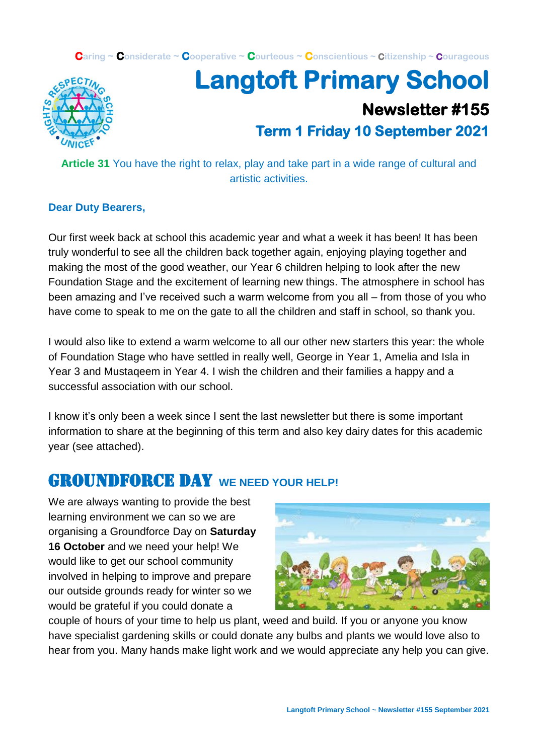Caring ~ Considerate ~ Cooperative ~ Courteous ~ Conscientious ~ Citizenship ~ Courageous

# Langtoft Primary School

## Newsletter #155

### Term 1 Friday 10 September 2021

**Article 31** You have the right to relax, play and take part in a wide range of cultural and artistic activities.

**Dear Duty Bearers,**

Our first week back at school this academic year and what a week it has been! It has been truly wonderful to see all the children back together again, enjoying playing together and making the most of the good weather, our Year 6 children helping to look after the new Foundation Stage and the excitement of learning new things. The atmosphere in school has been amazing and I've received such a warm welcome from you all – from those of you who have come to speak to me on the gate to all the children and staff in school, so thank you.

I would also like to extend a warm welcome to all our other new starters this year: the whole of Foundation Stage who have settled in really well, George in Year 1, Amelia and Isla in Year 3 and Mustaqeem in Year 4. I wish the children and their families a happy and a successful association with our school.

I know it's only been a week since I sent the last newsletter but there is some important information to share at the beginning of this term and also key dairy dates for this academic year (see attached).

## GROUNDFORCE DAY WE NEED YOUR HELP!

We are always wanting to provide the best learning environment we can so we are organising a Groundforce Day on **Saturday 16 October** and we need your help! We would like to get our school community involved in helping to improve and prepare our outside grounds ready for winter so we would be grateful if you could donate a couple of hours of your time to help us plant, weed and build. If you or anyone you know have specialist gardening skills or could donate any bulbs and plants we would love also to hear from you. Many hands make light work and we would appreciate any help you can give.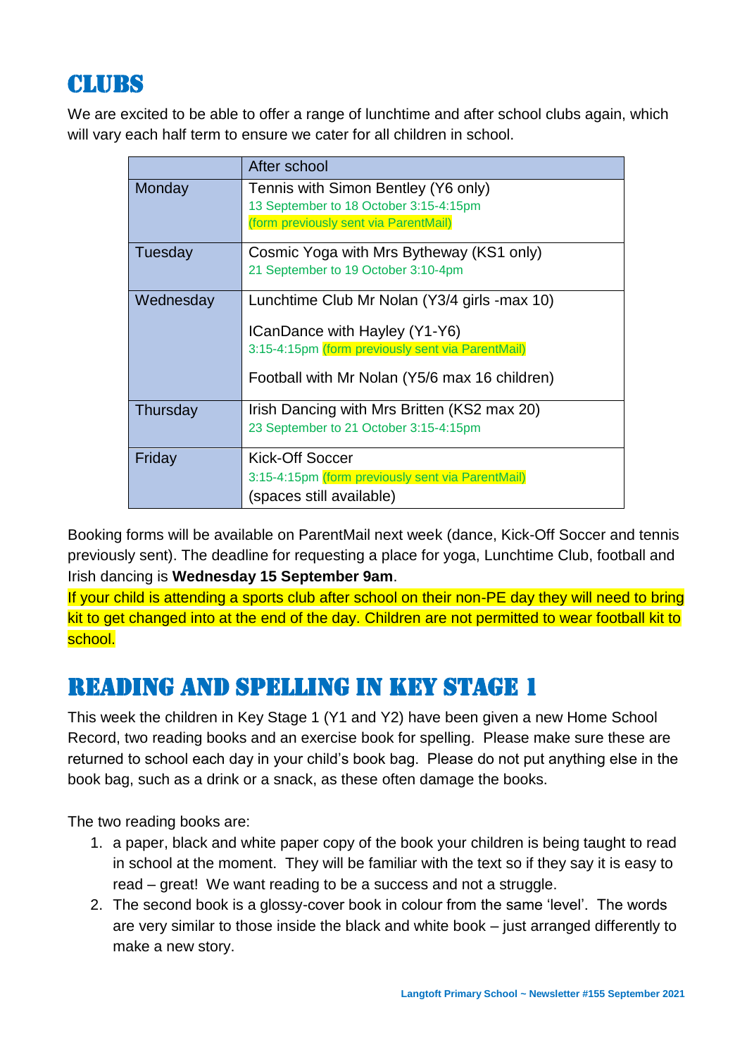# CLUBS

We are excited to be able to offer a range of lunchtime and after school clubs again, which will vary each half term to ensure we cater for all children in school.

| | After school |
|---|---|
| Monday | Tennis with Simon Bentley (Y6 only)<br>13 September to 18 October 3:15-4:15pm<br>(form previously sent via ParentMail) |
| Tuesday | Cosmic Yoga with Mrs Bytheway (KS1 only)<br>21 September to 19 October 3:10-4pm |
| Wednesday | Lunchtime Club Mr Nolan (Y3/4 girls -max 10)<br>ICanDance with Hayley (Y1-Y6)<br>3:15-4:15pm (form previously sent via ParentMail)<br>Football with Mr Nolan (Y5/6 max 16 children) |
| Thursday | Irish Dancing with Mrs Britten (KS2 max 20)<br>23 September to 21 October 3:15-4:15pm |
| Friday | Kick-Off Soccer<br>3:15-4:15pm (form previously sent via ParentMail)<br>(spaces still available) |

Booking forms will be available on ParentMail next week (dance, Kick-Off Soccer and tennis previously sent). The deadline for requesting a place for yoga, Lunchtime Club, football and Irish dancing is **Wednesday 15 September 9am**.

If your child is attending a sports club after school on their non-PE day they will need to bring kit to get changed into at the end of the day. Children are not permitted to wear football kit to school.

# READING AND SPELLING IN KEY STAGE 1

This week the children in Key Stage 1 (Y1 and Y2) have been given a new Home School Record, two reading books and an exercise book for spelling. Please make sure these are returned to school each day in your child's book bag. Please do not put anything else in the book bag, such as a drink or a snack, as these often damage the books.

The two reading books are:

1. a paper, black and white paper copy of the book your children is being taught to read in school at the moment. They will be familiar with the text so if they say it is easy to read – great! We want reading to be a success and not a struggle.
2. The second book is a glossy-cover book in colour from the same 'level'. The words are very similar to those inside the black and white book – just arranged differently to make a new story.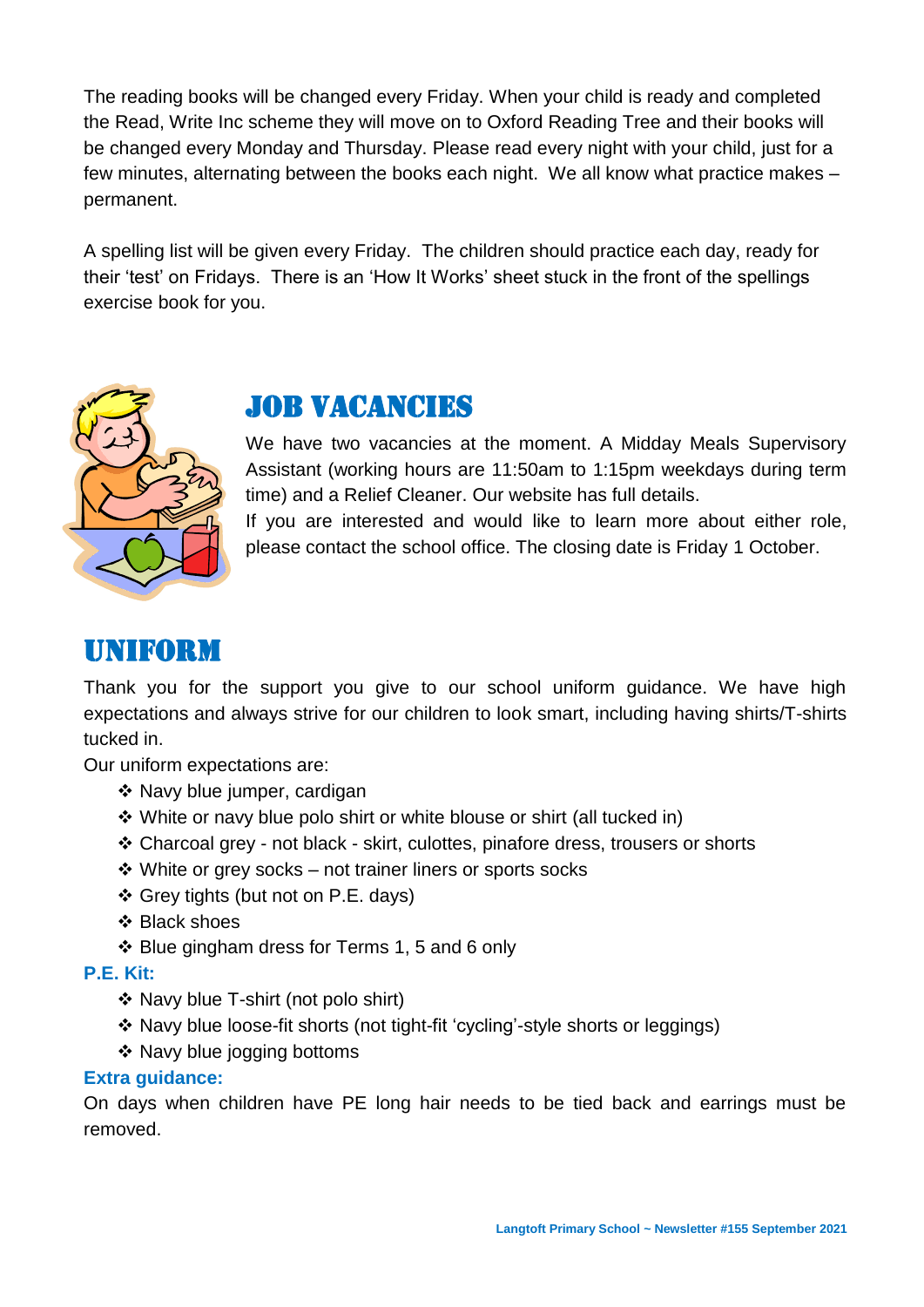The reading books will be changed every Friday. When your child is ready and completed the Read, Write Inc scheme they will move on to Oxford Reading Tree and their books will be changed every Monday and Thursday. Please read every night with your child, just for a few minutes, alternating between the books each night. We all know what practice makes – permanent.

A spelling list will be given every Friday. The children should practice each day, ready for their 'test' on Fridays. There is an 'How It Works' sheet stuck in the front of the spellings exercise book for you.

## JOB VACANCIES

We have two vacancies at the moment. A Midday Meals Supervisory Assistant (working hours are 11:50am to 1:15pm weekdays during term time) and a Relief Cleaner. Our website has full details.

If you are interested and would like to learn more about either role, please contact the school office. The closing date is Friday 1 October.

## UNIFORM

Thank you for the support you give to our school uniform guidance. We have high expectations and always strive for our children to look smart, including having shirts/T-shirts tucked in.

Our uniform expectations are:

- Navy blue jumper, cardigan
- White or navy blue polo shirt or white blouse or shirt (all tucked in)
- Charcoal grey - not black - skirt, culottes, pinafore dress, trousers or shorts
- White or grey socks – not trainer liners or sports socks
- Grey tights (but not on P.E. days)
- Black shoes
- Blue gingham dress for Terms 1, 5 and 6 only

**P.E. Kit:**

- Navy blue T-shirt (not polo shirt)
- Navy blue loose-fit shorts (not tight-fit 'cycling'-style shorts or leggings)
- Navy blue jogging bottoms

**Extra guidance:**

On days when children have PE long hair needs to be tied back and earrings must be removed.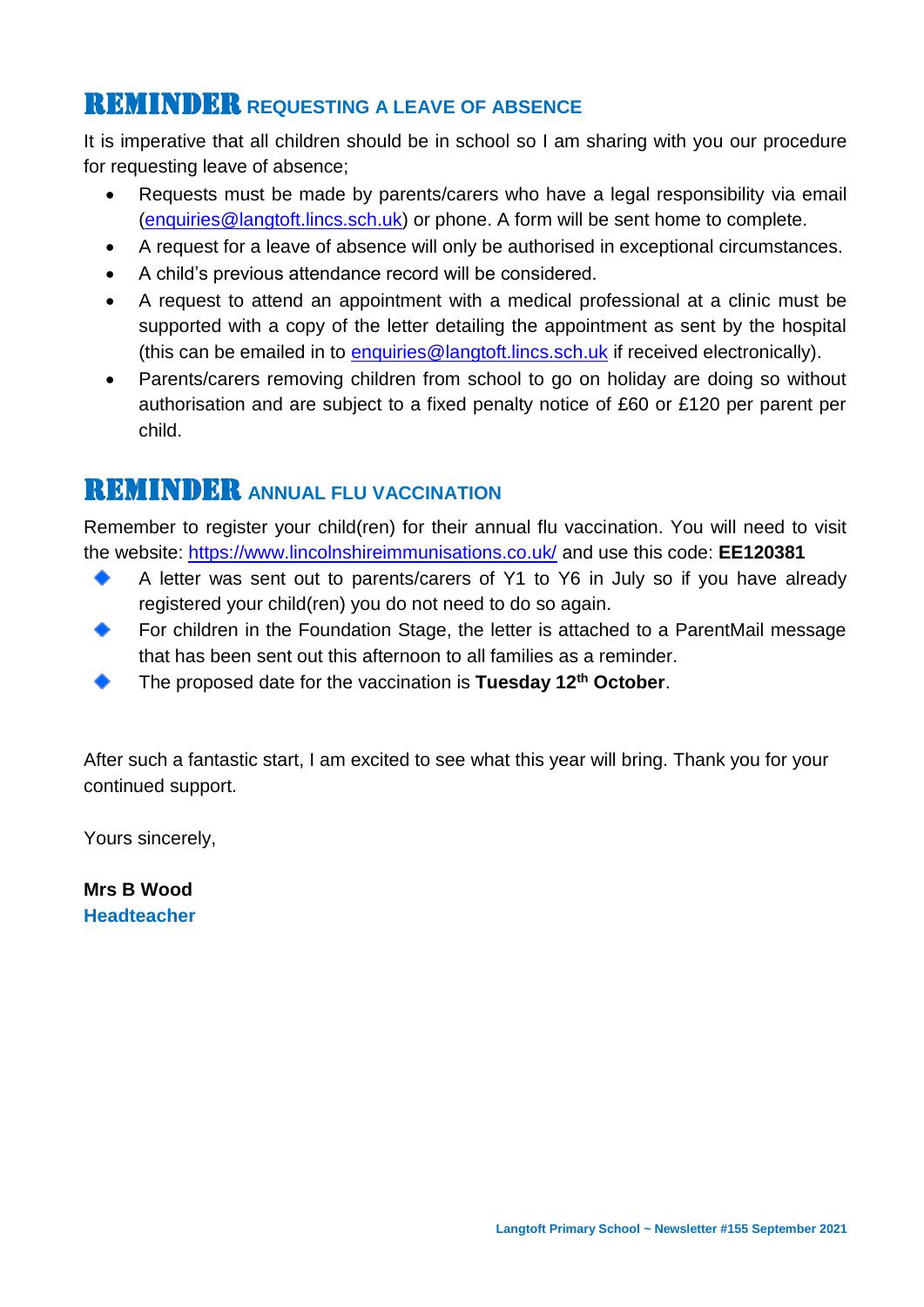## REMINDER REQUESTING A LEAVE OF ABSENCE

It is imperative that all children should be in school so I am sharing with you our procedure for requesting leave of absence;

- Requests must be made by parents/carers who have a legal responsibility via email (enquiries@langtoft.lincs.sch.uk) or phone. A form will be sent home to complete.
- A request for a leave of absence will only be authorised in exceptional circumstances.
- A child's previous attendance record will be considered.
- A request to attend an appointment with a medical professional at a clinic must be supported with a copy of the letter detailing the appointment as sent by the hospital (this can be emailed in to enquiries@langtoft.lincs.sch.uk if received electronically).
- Parents/carers removing children from school to go on holiday are doing so without authorisation and are subject to a fixed penalty notice of £60 or £120 per parent per child.

## REMINDER ANNUAL FLU VACCINATION

Remember to register your child(ren) for their annual flu vaccination. You will need to visit the website: https://www.lincolnshireimmunisations.co.uk/ and use this code: **EE120381**

- A letter was sent out to parents/carers of Y1 to Y6 in July so if you have already registered your child(ren) you do not need to do so again.
- For children in the Foundation Stage, the letter is attached to a ParentMail message that has been sent out this afternoon to all families as a reminder.
- The proposed date for the vaccination is **Tuesday 12th October**.

After such a fantastic start, I am excited to see what this year will bring. Thank you for your continued support.

Yours sincerely,

**Mrs B Wood**
**Headteacher**